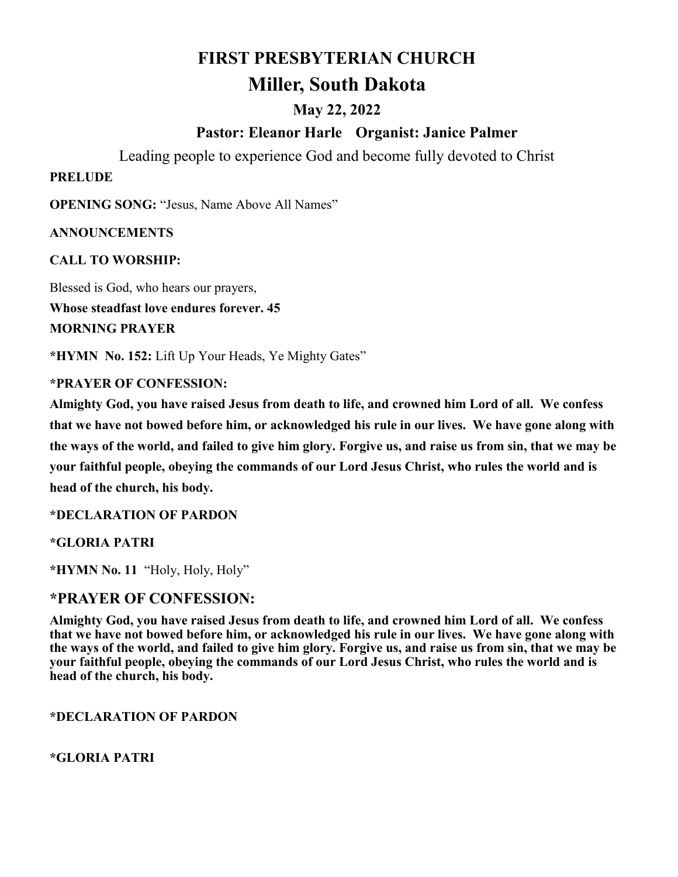# FIRST PRESBYTERIAN CHURCH

# Miller, South Dakota

### May 22, 2022

### Pastor: Eleanor Harle    Organist: Janice Palmer

Leading people to experience God and become fully devoted to Christ

**PRELUDE**

**OPENING SONG:** "Jesus, Name Above All Names"

**ANNOUNCEMENTS**

**CALL TO WORSHIP:**

Blessed is God, who hears our prayers,

**Whose steadfast love endures forever. 45**

**MORNING PRAYER**

***HYMN No. 152:** Lift Up Your Heads, Ye Mighty Gates"

***PRAYER OF CONFESSION:**

**Almighty God, you have raised Jesus from death to life, and crowned him Lord of all. We confess that we have not bowed before him, or acknowledged his rule in our lives. We have gone along with the ways of the world, and failed to give him glory. Forgive us, and raise us from sin, that we may be your faithful people, obeying the commands of our Lord Jesus Christ, who rules the world and is head of the church, his body.**

***DECLARATION OF PARDON**

***GLORIA PATRI**

***HYMN No. 11** "Holy, Holy, Holy"

## *PRAYER OF CONFESSION:

**Almighty God, you have raised Jesus from death to life, and crowned him Lord of all. We confess that we have not bowed before him, or acknowledged his rule in our lives. We have gone along with the ways of the world, and failed to give him glory. Forgive us, and raise us from sin, that we may be your faithful people, obeying the commands of our Lord Jesus Christ, who rules the world and is head of the church, his body.**

***DECLARATION OF PARDON**

***GLORIA PATRI**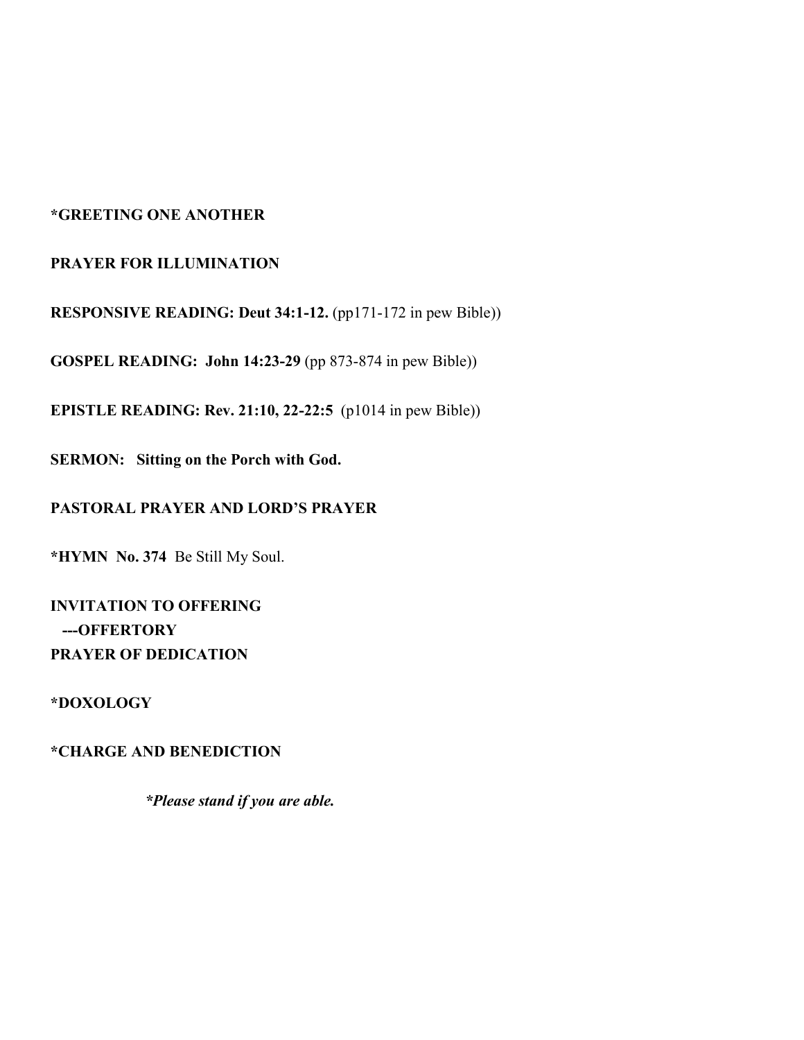**\*GREETING ONE ANOTHER**

**PRAYER FOR ILLUMINATION**

**RESPONSIVE READING: Deut 34:1-12.** (pp171-172 in pew Bible))

**GOSPEL READING: John 14:23-29** (pp 873-874 in pew Bible))

**EPISTLE READING: Rev. 21:10, 22-22:5** (p1014 in pew Bible))

**SERMON: Sitting on the Porch with God.**

**PASTORAL PRAYER AND LORD'S PRAYER**

**\*HYMN No. 374** Be Still My Soul.

**INVITATION TO OFFERING**
**---OFFERTORY**
**PRAYER OF DEDICATION**

**\*DOXOLOGY**

**\*CHARGE AND BENEDICTION**

***\*Please stand if you are able.***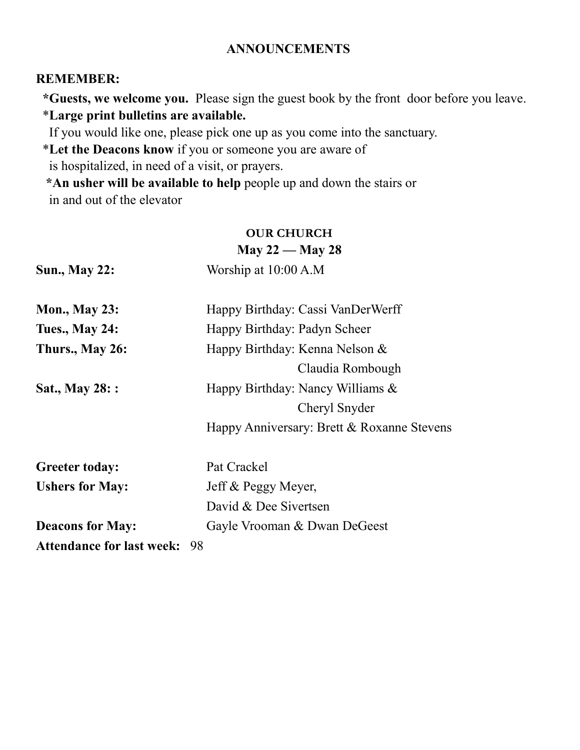## ANNOUNCEMENTS

**REMEMBER:**

***Guests, we welcome you.** Please sign the guest book by the front door before you leave.

***Large print bulletins are available.** If you would like one, please pick one up as you come into the sanctuary.

***Let the Deacons know** if you or someone you are aware of is hospitalized, in need of a visit, or prayers.

***An usher will be available to help** people up and down the stairs or in and out of the elevator

### OUR CHURCH

**May 22 — May 28**

| | |
|---|---|
| **Sun., May 22:** | Worship at 10:00 A.M |
| **Mon., May 23:** | Happy Birthday: Cassi VanDerWerff |
| **Tues., May 24:** | Happy Birthday: Padyn Scheer |
| **Thurs., May 26:** | Happy Birthday: Kenna Nelson & Claudia Rombough |
| **Sat., May 28: :** | Happy Birthday: Nancy Williams & Cheryl Snyder |
| | Happy Anniversary: Brett & Roxanne Stevens |
| **Greeter today:** | Pat Crackel |
| **Ushers for May:** | Jeff & Peggy Meyer, David & Dee Sivertsen |
| **Deacons for May:** | Gayle Vrooman & Dwan DeGeest |

**Attendance for last week:** 98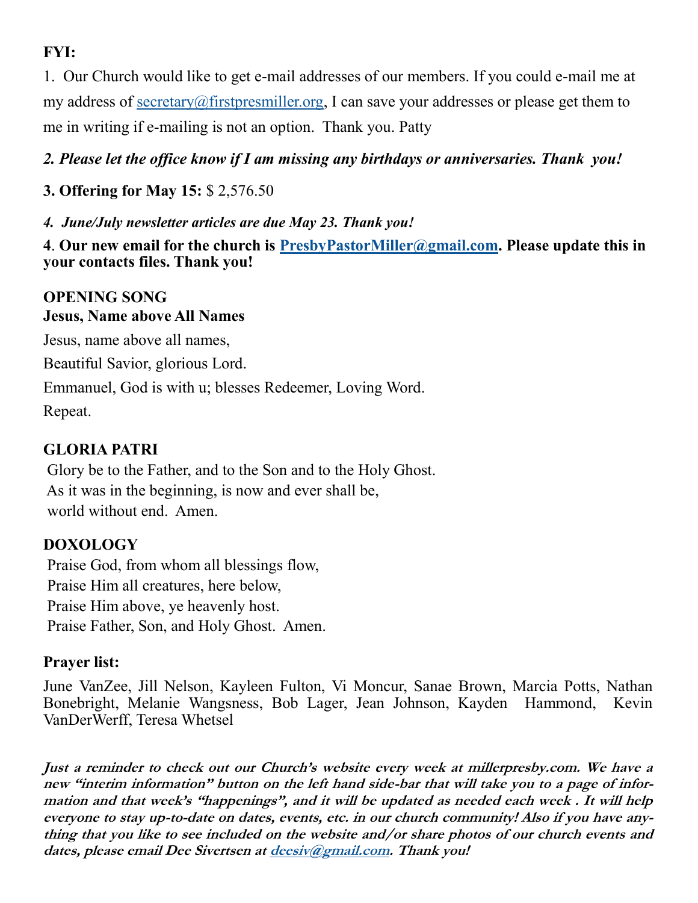**FYI:**

1. Our Church would like to get e-mail addresses of our members. If you could e-mail me at my address of secretary@firstpresmiller.org, I can save your addresses or please get them to me in writing if e-mailing is not an option. Thank you. Patty

***2. Please let the office know if I am missing any birthdays or anniversaries. Thank you!***

**3. Offering for May 15:** $ 2,576.50

***4. June/July newsletter articles are due May 23. Thank you!***

**4. Our new email for the church is PresbyPastorMiller@gmail.com. Please update this in your contacts files. Thank you!**

**OPENING SONG**
**Jesus, Name above All Names**

Jesus, name above all names,

Beautiful Savior, glorious Lord.

Emmanuel, God is with u; blesses Redeemer, Loving Word.

Repeat.

**GLORIA PATRI**

Glory be to the Father, and to the Son and to the Holy Ghost.
As it was in the beginning, is now and ever shall be,
world without end. Amen.

**DOXOLOGY**

Praise God, from whom all blessings flow,
Praise Him all creatures, here below,
Praise Him above, ye heavenly host.
Praise Father, Son, and Holy Ghost. Amen.

**Prayer list:**

June VanZee, Jill Nelson, Kayleen Fulton, Vi Moncur, Sanae Brown, Marcia Potts, Nathan Bonebright, Melanie Wangsness, Bob Lager, Jean Johnson, Kayden Hammond, Kevin VanDerWerff, Teresa Whetsel

***Just a reminder to check out our Church's website every week at millerpresby.com. We have a new "interim information" button on the left hand side-bar that will take you to a page of information and that week's "happenings", and it will be updated as needed each week . It will help everyone to stay up-to-date on dates, events, etc. in our church community! Also if you have anything that you like to see included on the website and/or share photos of our church events and dates, please email Dee Sivertsen at deesiv@gmail.com. Thank you!***